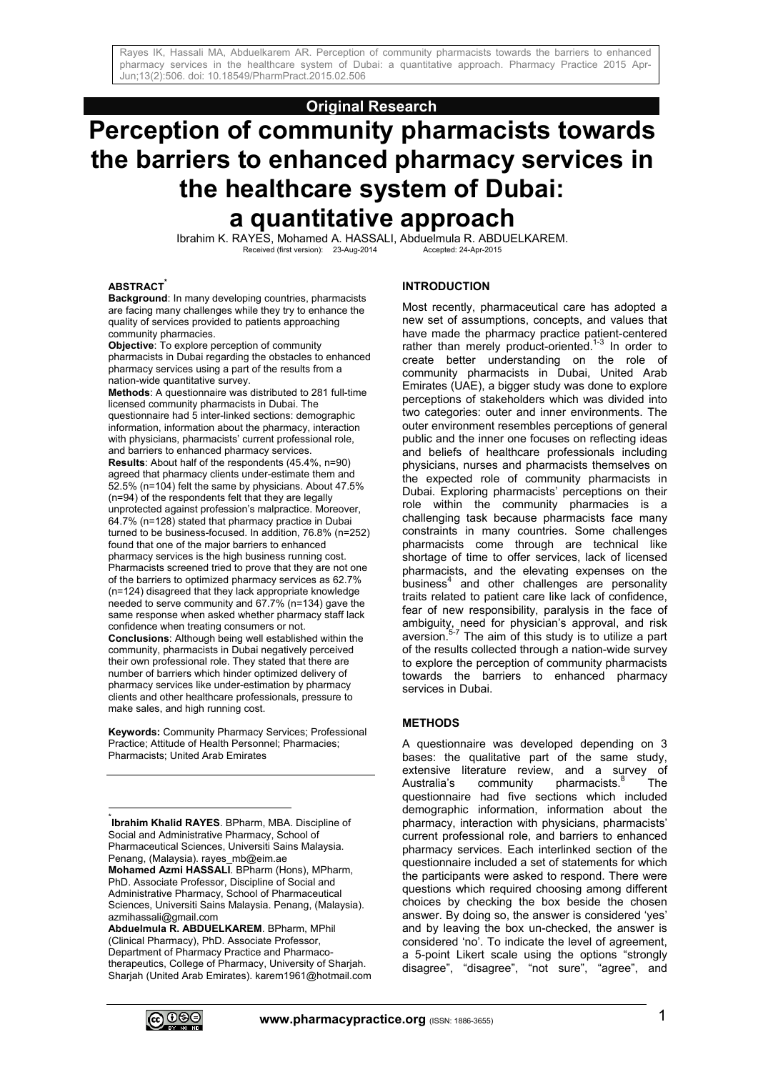**Original Research**

# Perception of community pharmacists towards the barriers to enhanced pharmacy services in the healthcare system of Dubai: a quantitative approach

Ibrahim K. RAYES, Mohamed A. HASSALI, Abduelmula R. ABDUELKAREM.

Received (first version): 23-Aug-2014 Accepted: 24-Apr-2015

## ABSTRACT*

**Background**: In many developing countries, pharmacists are facing many challenges while they try to enhance the quality of services provided to patients approaching community pharmacies.

**Objective**: To explore perception of community pharmacists in Dubai regarding the obstacles to enhanced pharmacy services using a part of the results from a nation-wide quantitative survey.

**Methods**: A questionnaire was distributed to 281 full-time licensed community pharmacists in Dubai. The questionnaire had 5 inter-linked sections: demographic information, information about the pharmacy, interaction with physicians, pharmacists' current professional role, and barriers to enhanced pharmacy services.

**Results**: About half of the respondents (45.4%, n=90) agreed that pharmacy clients under-estimate them and 52.5% (n=104) felt the same by physicians. About 47.5% (n=94) of the respondents felt that they are legally unprotected against profession's malpractice. Moreover, 64.7% (n=128) stated that pharmacy practice in Dubai turned to be business-focused. In addition, 76.8% (n=252) found that one of the major barriers to enhanced pharmacy services is the high business running cost. Pharmacists screened tried to prove that they are not one of the barriers to optimized pharmacy services as 62.7% (n=124) disagreed that they lack appropriate knowledge needed to serve community and 67.7% (n=134) gave the same response when asked whether pharmacy staff lack confidence when treating consumers or not.

**Conclusions**: Although being well established within the community, pharmacists in Dubai negatively perceived their own professional role. They stated that there are number of barriers which hinder optimized delivery of pharmacy services like under-estimation by pharmacy clients and other healthcare professionals, pressure to make sales, and high running cost.

**Keywords:** Community Pharmacy Services; Professional Practice; Attitude of Health Personnel; Pharmacies; Pharmacists; United Arab Emirates

---

[*] **Ibrahim Khalid RAYES**. BPharm, MBA. Discipline of Social and Administrative Pharmacy, School of Pharmaceutical Sciences, Universiti Sains Malaysia. Penang, (Malaysia). rayes_mb@eim.ae

**Mohamed Azmi HASSALI**. BPharm (Hons), MPharm, PhD. Associate Professor, Discipline of Social and Administrative Pharmacy, School of Pharmaceutical Sciences, Universiti Sains Malaysia. Penang, (Malaysia). azmihassali@gmail.com

**Abduelmula R. ABDUELKAREM**. BPharm, MPhil (Clinical Pharmacy), PhD. Associate Professor, Department of Pharmacy Practice and Pharmaco-therapeutics, College of Pharmacy, University of Sharjah. Sharjah (United Arab Emirates). karem1961@hotmail.com

## INTRODUCTION

Most recently, pharmaceutical care has adopted a new set of assumptions, concepts, and values that have made the pharmacy practice patient-centered rather than merely product-oriented.[1-3] In order to create better understanding on the role of community pharmacists in Dubai, United Arab Emirates (UAE), a bigger study was done to explore perceptions of stakeholders which was divided into two categories: outer and inner environments. The outer environment resembles perceptions of general public and the inner one focuses on reflecting ideas and beliefs of healthcare professionals including physicians, nurses and pharmacists themselves on the expected role of community pharmacists in Dubai. Exploring pharmacists' perceptions on their role within the community pharmacies is a challenging task because pharmacists face many constraints in many countries. Some challenges pharmacists come through are technical like shortage of time to offer services, lack of licensed pharmacists, and the elevating expenses on the business[4] and other challenges are personality traits related to patient care like lack of confidence, fear of new responsibility, paralysis in the face of ambiguity, need for physician's approval, and risk aversion.[5-7] The aim of this study is to utilize a part of the results collected through a nation-wide survey to explore the perception of community pharmacists towards the barriers to enhanced pharmacy services in Dubai.

## METHODS

A questionnaire was developed depending on 3 bases: the qualitative part of the same study, extensive literature review, and a survey of Australia's community pharmacists.[8] The questionnaire had five sections which included demographic information, information about the pharmacy, interaction with physicians, pharmacists' current professional role, and barriers to enhanced pharmacy services. Each interlinked section of the questionnaire included a set of statements for which the participants were asked to respond. There were questions which required choosing among different choices by checking the box beside the chosen answer. By doing so, the answer is considered 'yes' and by leaving the box un-checked, the answer is considered 'no'. To indicate the level of agreement, a 5-point Likert scale using the options "strongly disagree", "disagree", "not sure", "agree", and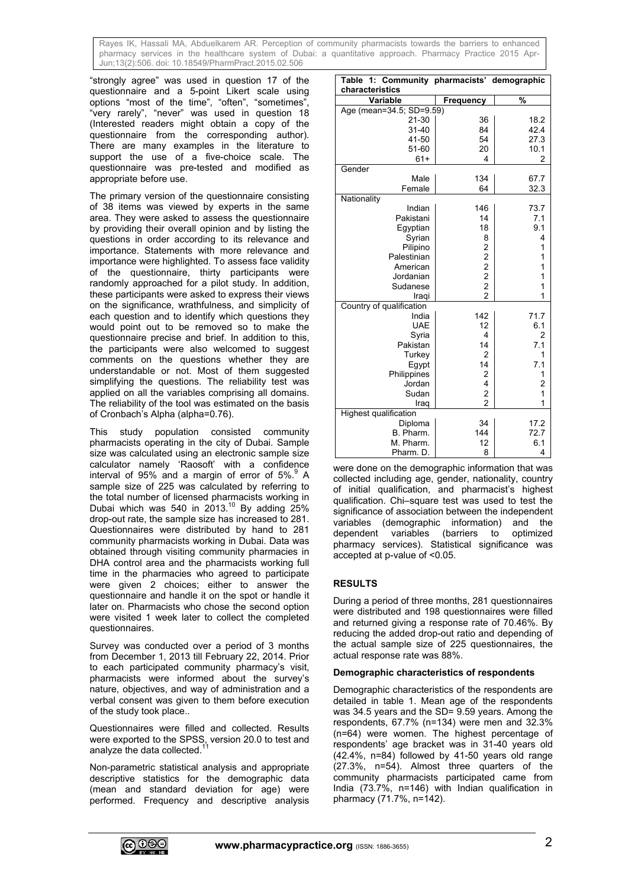"strongly agree" was used in question 17 of the questionnaire and a 5-point Likert scale using options "most of the time", "often", "sometimes", "very rarely", "never" was used in question 18 (Interested readers might obtain a copy of the questionnaire from the corresponding author). There are many examples in the literature to support the use of a five-choice scale. The questionnaire was pre-tested and modified as appropriate before use.

The primary version of the questionnaire consisting of 38 items was viewed by experts in the same area. They were asked to assess the questionnaire by providing their overall opinion and by listing the questions in order according to its relevance and importance. Statements with more relevance and importance were highlighted. To assess face validity of the questionnaire, thirty participants were randomly approached for a pilot study. In addition, these participants were asked to express their views on the significance, wrathfulness, and simplicity of each question and to identify which questions they would point out to be removed so to make the questionnaire precise and brief. In addition to this, the participants were also welcomed to suggest comments on the questions whether they are understandable or not. Most of them suggested simplifying the questions. The reliability test was applied on all the variables comprising all domains. The reliability of the tool was estimated on the basis of Cronbach's Alpha (alpha=0.76).

This study population consisted community pharmacists operating in the city of Dubai. Sample size was calculated using an electronic sample size calculator namely 'Raosoft' with a confidence interval of 95% and a margin of error of 5%.[9] A sample size of 225 was calculated by referring to the total number of licensed pharmacists working in Dubai which was 540 in 2013.[10] By adding 25% drop-out rate, the sample size has increased to 281. Questionnaires were distributed by hand to 281 community pharmacists working in Dubai. Data was obtained through visiting community pharmacies in DHA control area and the pharmacists working full time in the pharmacies who agreed to participate were given 2 choices; either to answer the questionnaire and handle it on the spot or handle it later on. Pharmacists who chose the second option were visited 1 week later to collect the completed questionnaires.

Survey was conducted over a period of 3 months from December 1, 2013 till February 22, 2014. Prior to each participated community pharmacy's visit, pharmacists were informed about the survey's nature, objectives, and way of administration and a verbal consent was given to them before execution of the study took place..

Questionnaires were filled and collected. Results were exported to the SPSS, version 20.0 to test and analyze the data collected.[11]

Non-parametric statistical analysis and appropriate descriptive statistics for the demographic data (mean and standard deviation for age) were performed. Frequency and descriptive analysis were done on the demographic information that was collected including age, gender, nationality, country of initial qualification, and pharmacist's highest qualification. Chi–square test was used to test the significance of association between the independent variables (demographic information) and the dependent variables (barriers to optimized pharmacy services). Statistical significance was accepted at p-value of <0.05.

**Table 1: Community pharmacists' demographic characteristics**

| Variable | Frequency | % |
|---|---|---|
| Age (mean=34.5; SD=9.59) | | |
| 21-30 | 36 | 18.2 |
| 31-40 | 84 | 42.4 |
| 41-50 | 54 | 27.3 |
| 51-60 | 20 | 10.1 |
| 61+ | 4 | 2 |
| Gender | | |
| Male | 134 | 67.7 |
| Female | 64 | 32.3 |
| Nationality | | |
| Indian | 146 | 73.7 |
| Pakistani | 14 | 7.1 |
| Egyptian | 18 | 9.1 |
| Syrian | 8 | 4 |
| Pilipino | 2 | 1 |
| Palestinian | 2 | 1 |
| American | 2 | 1 |
| Jordanian | 2 | 1 |
| Sudanese | 2 | 1 |
| Iraqi | 2 | 1 |
| Country of qualification | | |
| India | 142 | 71.7 |
| UAE | 12 | 6.1 |
| Syria | 4 | 2 |
| Pakistan | 14 | 7.1 |
| Turkey | 2 | 1 |
| Egypt | 14 | 7.1 |
| Philippines | 2 | 1 |
| Jordan | 4 | 2 |
| Sudan | 2 | 1 |
| Iraq | 2 | 1 |
| Highest qualification | | |
| Diploma | 34 | 17.2 |
| B. Pharm. | 144 | 72.7 |
| M. Pharm. | 12 | 6.1 |
| Pharm. D. | 8 | 4 |

## RESULTS

During a period of three months, 281 questionnaires were distributed and 198 questionnaires were filled and returned giving a response rate of 70.46%. By reducing the added drop-out ratio and depending of the actual sample size of 225 questionnaires, the actual response rate was 88%.

### Demographic characteristics of respondents

Demographic characteristics of the respondents are detailed in table 1. Mean age of the respondents was 34.5 years and the SD= 9.59 years. Among the respondents, 67.7% (n=134) were men and 32.3% (n=64) were women. The highest percentage of respondents' age bracket was in 31-40 years old (42.4%, n=84) followed by 41-50 years old range (27.3%, n=54). Almost three quarters of the community pharmacists participated came from India (73.7%, n=146) with Indian qualification in pharmacy (71.7%, n=142).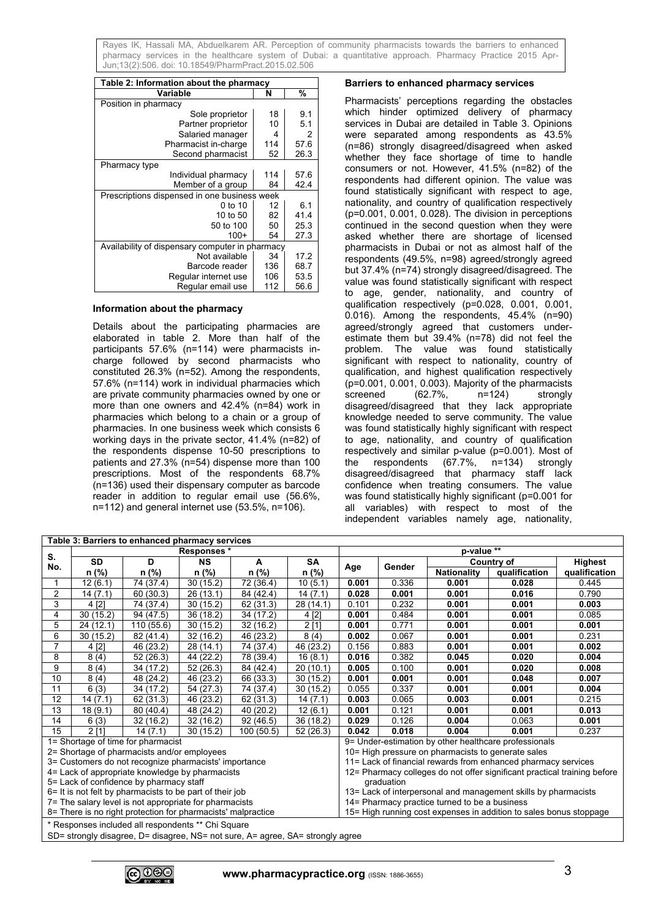| Table 2: Information about the pharmacy | | |
|---|---|---|
| Variable | N | % |
| Position in pharmacy | | |
| Sole proprietor | 18 | 9.1 |
| Partner proprietor | 10 | 5.1 |
| Salaried manager | 4 | 2 |
| Pharmacist in-charge | 114 | 57.6 |
| Second pharmacist | 52 | 26.3 |
| Pharmacy type | | |
| Individual pharmacy | 114 | 57.6 |
| Member of a group | 84 | 42.4 |
| Prescriptions dispensed in one business week | | |
| 0 to 10 | 12 | 6.1 |
| 10 to 50 | 82 | 41.4 |
| 50 to 100 | 50 | 25.3 |
| 100+ | 54 | 27.3 |
| Availability of dispensary computer in pharmacy | | |
| Not available | 34 | 17.2 |
| Barcode reader | 136 | 68.7 |
| Regular internet use | 106 | 53.5 |
| Regular email use | 112 | 56.6 |

### Information about the pharmacy

Details about the participating pharmacies are elaborated in table 2. More than half of the participants 57.6% (n=114) were pharmacists in-charge followed by second pharmacists who constituted 26.3% (n=52). Among the respondents, 57.6% (n=114) work in individual pharmacies which are private community pharmacies owned by one or more than one owners and 42.4% (n=84) work in pharmacies which belong to a chain or a group of pharmacies. In one business week which consists 6 working days in the private sector, 41.4% (n=82) of the respondents dispense 10-50 prescriptions to patients and 27.3% (n=54) dispense more than 100 prescriptions. Most of the respondents 68.7% (n=136) used their dispensary computer as barcode reader in addition to regular email use (56.6%, n=112) and general internet use (53.5%, n=106).

### Barriers to enhanced pharmacy services

Pharmacists' perceptions regarding the obstacles which hinder optimized delivery of pharmacy services in Dubai are detailed in Table 3. Opinions were separated among respondents as 43.5% (n=86) strongly disagreed/disagreed when asked whether they face shortage of time to handle consumers or not. However, 41.5% (n=82) of the respondents had different opinion. The value was found statistically significant with respect to age, nationality, and country of qualification respectively (p=0.001, 0.001, 0.028). The division in perceptions continued in the second question when they were asked whether there are shortage of licensed pharmacists in Dubai or not as almost half of the respondents (49.5%, n=98) agreed/strongly agreed but 37.4% (n=74) strongly disagreed/disagreed. The value was found statistically significant with respect to age, gender, nationality, and country of qualification respectively (p=0.028, 0.001, 0.001, 0.016). Among the respondents, 45.4% (n=90) agreed/strongly agreed that customers under-estimate them but 39.4% (n=78) did not feel the problem. The value was found statistically significant with respect to nationality, country of qualification, and highest qualification respectively (p=0.001, 0.001, 0.003). Majority of the pharmacists screened (62.7%, n=124) strongly disagreed/disagreed that they lack appropriate knowledge needed to serve community. The value was found statistically highly significant with respect to age, nationality, and country of qualification respectively and similar p-value (p=0.001). Most of the respondents (67.7%, n=134) strongly disagreed/disagreed that pharmacy staff lack confidence when treating consumers. The value was found statistically highly significant (p=0.001 for all variables) with respect to most of the independent variables namely age, nationality,

| Table 3: Barriers to enhanced pharmacy services | | | | | | | | | | |
|---|---|---|---|---|---|---|---|---|---|---|
| S. No. | Responses * | | | | | p-value ** | | | | |
| | SD n (%) | D n (%) | NS n (%) | A n (%) | SA n (%) | Age | Gender | Country of Nationality | Country of qualification | Highest qualification |
| 1 | 12 (6.1) | 74 (37.4) | 30 (15.2) | 72 (36.4) | 10 (5.1) | **0.001** | 0.336 | **0.001** | **0.028** | 0.445 |
| 2 | 14 (7.1) | 60 (30.3) | 26 (13.1) | 84 (42.4) | 14 (7.1) | **0.028** | **0.001** | **0.001** | **0.016** | 0.790 |
| 3 | 4 [2] | 74 (37.4) | 30 (15.2) | 62 (31.3) | 28 (14.1) | 0.101 | 0.232 | **0.001** | **0.001** | **0.003** |
| 4 | 30 (15.2) | 94 (47.5) | 36 (18.2) | 34 (17.2) | 4 [2] | **0.001** | 0.484 | **0.001** | **0.001** | 0.085 |
| 5 | 24 (12.1) | 110 (55.6) | 30 (15.2) | 32 (16.2) | 2 [1] | **0.001** | 0.771 | **0.001** | **0.001** | **0.001** |
| 6 | 30 (15.2) | 82 (41.4) | 32 (16.2) | 46 (23.2) | 8 (4) | **0.002** | 0.067 | **0.001** | **0.001** | 0.231 |
| 7 | 4 [2] | 46 (23.2) | 28 (14.1) | 74 (37.4) | 46 (23.2) | 0.156 | 0.883 | **0.001** | **0.001** | **0.002** |
| 8 | 8 (4) | 52 (26.3) | 44 (22.2) | 78 (39.4) | 16 (8.1) | **0.016** | 0.382 | **0.045** | **0.020** | **0.004** |
| 9 | 8 (4) | 34 (17.2) | 52 (26.3) | 84 (42.4) | 20 (10.1) | **0.005** | 0.100 | **0.001** | **0.020** | **0.008** |
| 10 | 8 (4) | 48 (24.2) | 46 (23.2) | 66 (33.3) | 30 (15.2) | **0.001** | **0.001** | **0.001** | **0.048** | **0.007** |
| 11 | 6 (3) | 34 (17.2) | 54 (27.3) | 74 (37.4) | 30 (15.2) | 0.055 | 0.337 | **0.001** | **0.001** | **0.004** |
| 12 | 14 (7.1) | 62 (31.3) | 46 (23.2) | 62 (31.3) | 14 (7.1) | **0.003** | 0.065 | **0.003** | **0.001** | 0.215 |
| 13 | 18 (9.1) | 80 (40.4) | 48 (24.2) | 40 (20.2) | 12 (6.1) | **0.001** | 0.121 | **0.001** | **0.001** | **0.013** |
| 14 | 6 (3) | 32 (16.2) | 32 (16.2) | 92 (46.5) | 36 (18.2) | **0.029** | 0.126 | **0.004** | 0.063 | **0.001** |
| 15 | 2 [1] | 14 (7.1) | 30 (15.2) | 100 (50.5) | 52 (26.3) | **0.042** | **0.018** | **0.004** | **0.001** | 0.237 |

1= Shortage of time for pharmacist
2= Shortage of pharmacists and/or employees
3= Customers do not recognize pharmacists' importance
4= Lack of appropriate knowledge by pharmacists
5= Lack of confidence by pharmacy staff
6= It is not felt by pharmacists to be part of their job
7= The salary level is not appropriate for pharmacists
8= There is no right protection for pharmacists' malpractice
9= Under-estimation by other healthcare professionals
10= High pressure on pharmacists to generate sales
11= Lack of financial rewards from enhanced pharmacy services
12= Pharmacy colleges do not offer significant practical training before graduation
13= Lack of interpersonal and management skills by pharmacists
14= Pharmacy practice turned to be a business
15= High running cost expenses in addition to sales bonus stoppage

* Responses included all respondents ** Chi Square
SD= strongly disagree, D= disagree, NS= not sure, A= agree, SA= strongly agree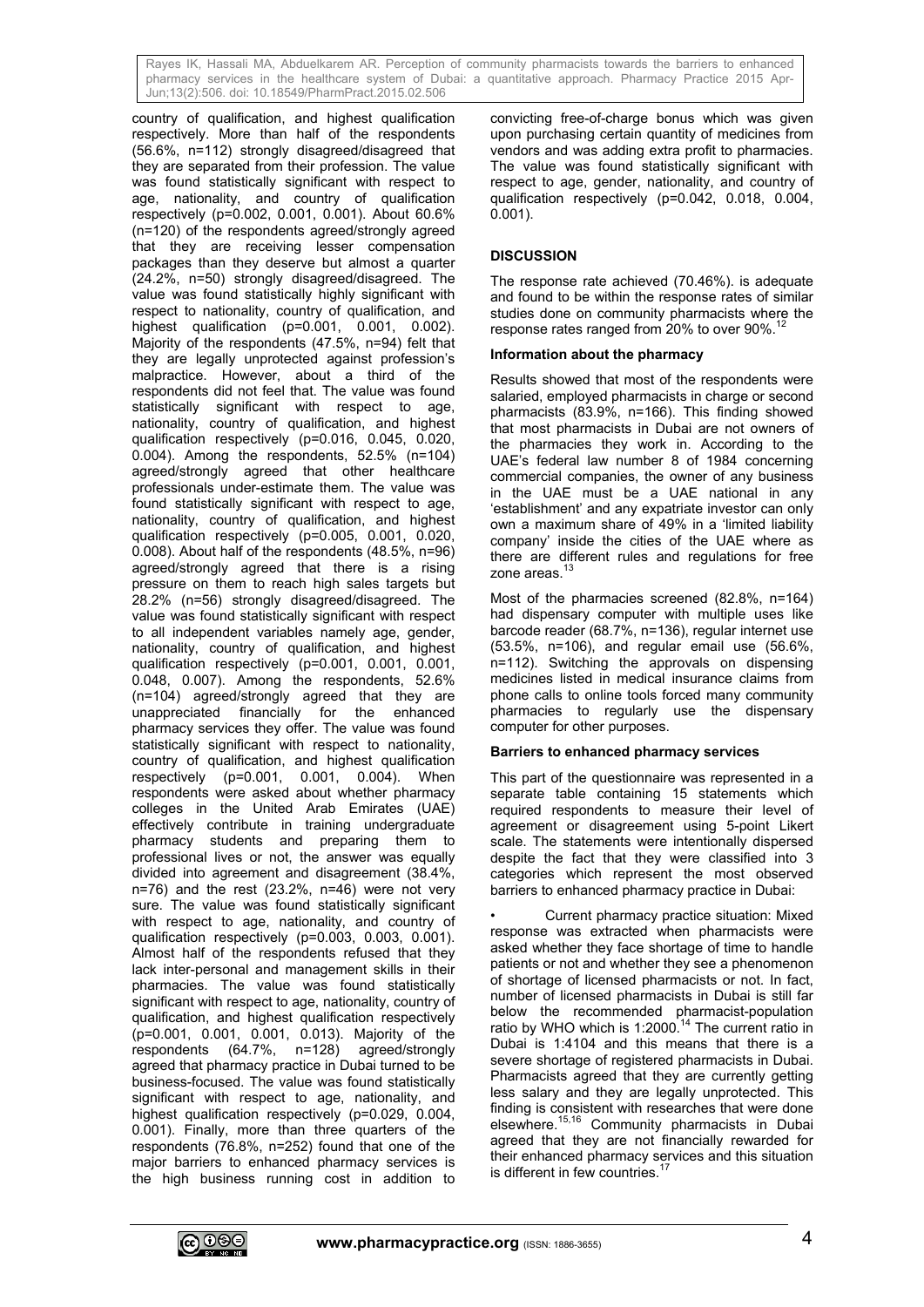country of qualification, and highest qualification respectively. More than half of the respondents (56.6%, n=112) strongly disagreed/disagreed that they are separated from their profession. The value was found statistically significant with respect to age, nationality, and country of qualification respectively (p=0.002, 0.001, 0.001). About 60.6% (n=120) of the respondents agreed/strongly agreed that they are receiving lesser compensation packages than they deserve but almost a quarter (24.2%, n=50) strongly disagreed/disagreed. The value was found statistically highly significant with respect to nationality, country of qualification, and highest qualification (p=0.001, 0.001, 0.002). Majority of the respondents (47.5%, n=94) felt that they are legally unprotected against profession's malpractice. However, about a third of the respondents did not feel that. The value was found statistically significant with respect to age, nationality, country of qualification, and highest qualification respectively (p=0.016, 0.045, 0.020, 0.004). Among the respondents, 52.5% (n=104) agreed/strongly agreed that other healthcare professionals under-estimate them. The value was found statistically significant with respect to age, nationality, country of qualification, and highest qualification respectively (p=0.005, 0.001, 0.020, 0.008). About half of the respondents (48.5%, n=96) agreed/strongly agreed that there is a rising pressure on them to reach high sales targets but 28.2% (n=56) strongly disagreed/disagreed. The value was found statistically significant with respect to all independent variables namely age, gender, nationality, country of qualification, and highest qualification respectively (p=0.001, 0.001, 0.001, 0.048, 0.007). Among the respondents, 52.6% (n=104) agreed/strongly agreed that they are unappreciated financially for the enhanced pharmacy services they offer. The value was found statistically significant with respect to nationality, country of qualification, and highest qualification respectively (p=0.001, 0.001, 0.004). When respondents were asked about whether pharmacy colleges in the United Arab Emirates (UAE) effectively contribute in training undergraduate pharmacy students and preparing them to professional lives or not, the answer was equally divided into agreement and disagreement (38.4%, n=76) and the rest (23.2%, n=46) were not very sure. The value was found statistically significant with respect to age, nationality, and country of qualification respectively (p=0.003, 0.003, 0.001). Almost half of the respondents refused that they lack inter-personal and management skills in their pharmacies. The value was found statistically significant with respect to age, nationality, country of qualification, and highest qualification respectively (p=0.001, 0.001, 0.001, 0.013). Majority of the respondents (64.7%, n=128) agreed/strongly agreed that pharmacy practice in Dubai turned to be business-focused. The value was found statistically significant with respect to age, nationality, and highest qualification respectively (p=0.029, 0.004, 0.001). Finally, more than three quarters of the respondents (76.8%, n=252) found that one of the major barriers to enhanced pharmacy services is the high business running cost in addition to convicting free-of-charge bonus which was given upon purchasing certain quantity of medicines from vendors and was adding extra profit to pharmacies. The value was found statistically significant with respect to age, gender, nationality, and country of qualification respectively (p=0.042, 0.018, 0.004, 0.001).

## DISCUSSION

The response rate achieved (70.46%). is adequate and found to be within the response rates of similar studies done on community pharmacists where the response rates ranged from 20% to over 90%.[12]

### Information about the pharmacy

Results showed that most of the respondents were salaried, employed pharmacists in charge or second pharmacists (83.9%, n=166). This finding showed that most pharmacists in Dubai are not owners of the pharmacies they work in. According to the UAE's federal law number 8 of 1984 concerning commercial companies, the owner of any business in the UAE must be a UAE national in any 'establishment' and any expatriate investor can only own a maximum share of 49% in a 'limited liability company' inside the cities of the UAE where as there are different rules and regulations for free zone areas.[13]

Most of the pharmacies screened (82.8%, n=164) had dispensary computer with multiple uses like barcode reader (68.7%, n=136), regular internet use (53.5%, n=106), and regular email use (56.6%, n=112). Switching the approvals on dispensing medicines listed in medical insurance claims from phone calls to online tools forced many community pharmacies to regularly use the dispensary computer for other purposes.

### Barriers to enhanced pharmacy services

This part of the questionnaire was represented in a separate table containing 15 statements which required respondents to measure their level of agreement or disagreement using 5-point Likert scale. The statements were intentionally dispersed despite the fact that they were classified into 3 categories which represent the most observed barriers to enhanced pharmacy practice in Dubai:

- Current pharmacy practice situation: Mixed response was extracted when pharmacists were asked whether they face shortage of time to handle patients or not and whether they see a phenomenon of shortage of licensed pharmacists or not. In fact, number of licensed pharmacists in Dubai is still far below the recommended pharmacist-population ratio by WHO which is 1:2000.[14] The current ratio in Dubai is 1:4104 and this means that there is a severe shortage of registered pharmacists in Dubai. Pharmacists agreed that they are currently getting less salary and they are legally unprotected. This finding is consistent with researches that were done elsewhere.[15,16] Community pharmacists in Dubai agreed that they are not financially rewarded for their enhanced pharmacy services and this situation is different in few countries.[17]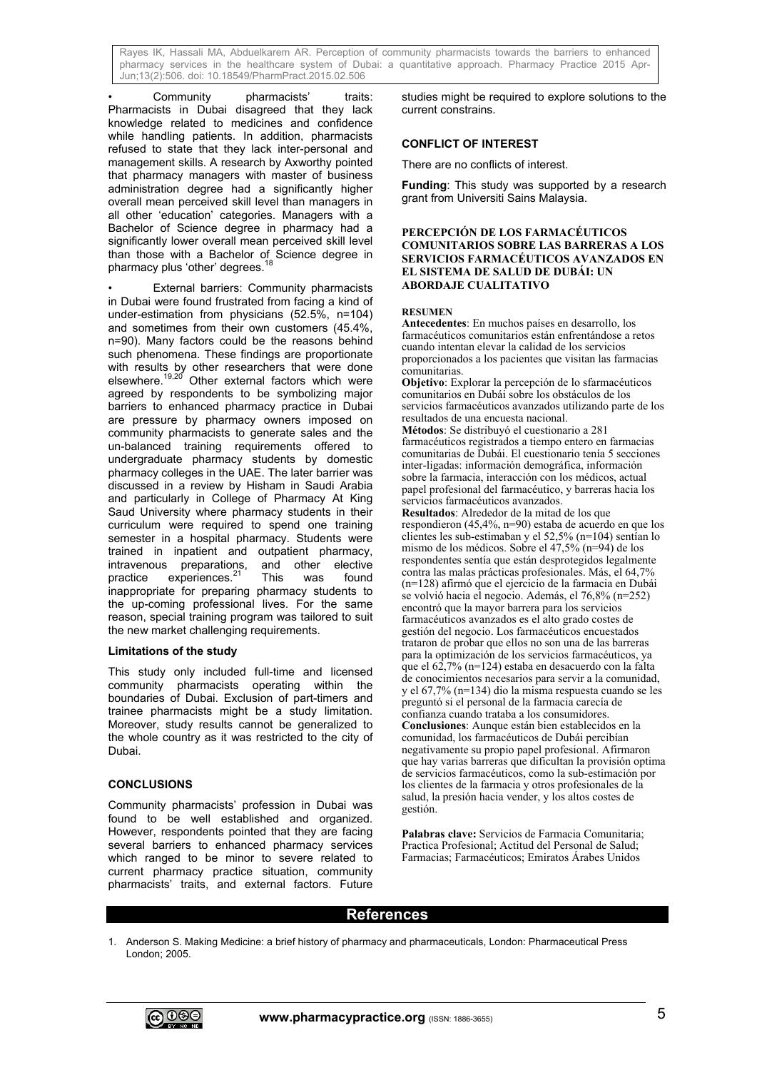- Community pharmacists' traits: Pharmacists in Dubai disagreed that they lack knowledge related to medicines and confidence while handling patients. In addition, pharmacists refused to state that they lack inter-personal and management skills. A research by Axworthy pointed that pharmacy managers with master of business administration degree had a significantly higher overall mean perceived skill level than managers in all other 'education' categories. Managers with a Bachelor of Science degree in pharmacy had a significantly lower overall mean perceived skill level than those with a Bachelor of Science degree in pharmacy plus 'other' degrees.[18]

- External barriers: Community pharmacists in Dubai were found frustrated from facing a kind of under-estimation from physicians (52.5%, n=104) and sometimes from their own customers (45.4%, n=90). Many factors could be the reasons behind such phenomena. These findings are proportionate with results by other researchers that were done elsewhere.[19,20] Other external factors which were agreed by respondents to be symbolizing major barriers to enhanced pharmacy practice in Dubai are pressure by pharmacy owners imposed on community pharmacists to generate sales and the un-balanced training requirements offered to undergraduate pharmacy students by domestic pharmacy colleges in the UAE. The later barrier was discussed in a review by Hisham in Saudi Arabia and particularly in College of Pharmacy At King Saud University where pharmacy students in their curriculum were required to spend one training semester in a hospital pharmacy. Students were trained in inpatient and outpatient pharmacy, intravenous preparations, and other elective practice experiences.[21] This was found inappropriate for preparing pharmacy students to the up-coming professional lives. For the same reason, special training program was tailored to suit the new market challenging requirements.

### Limitations of the study

This study only included full-time and licensed community pharmacists operating within the boundaries of Dubai. Exclusion of part-timers and trainee pharmacists might be a study limitation. Moreover, study results cannot be generalized to the whole country as it was restricted to the city of Dubai.

## CONCLUSIONS

Community pharmacists' profession in Dubai was found to be well established and organized. However, respondents pointed that they are facing several barriers to enhanced pharmacy services which ranged to be minor to severe related to current pharmacy practice situation, community pharmacists' traits, and external factors. Future studies might be required to explore solutions to the current constrains.

## CONFLICT OF INTEREST

There are no conflicts of interest.

**Funding**: This study was supported by a research grant from Universiti Sains Malaysia.

## PERCEPCIÓN DE LOS FARMACÉUTICOS COMUNITARIOS SOBRE LAS BARRERAS A LOS SERVICIOS FARMACÉUTICOS AVANZADOS EN EL SISTEMA DE SALUD DE DUBÁI: UN ABORDAJE CUALITATIVO

### RESUMEN

**Antecedentes**: En muchos países en desarrollo, los farmacéuticos comunitarios están enfrentándose a retos cuando intentan elevar la calidad de los servicios proporcionados a los pacientes que visitan las farmacias comunitarias.

**Objetivo**: Explorar la percepción de lo sfarmacéuticos comunitarios en Dubái sobre los obstáculos de los servicios farmacéuticos avanzados utilizando parte de los resultados de una encuesta nacional.

**Métodos**: Se distribuyó el cuestionario a 281 farmacéuticos registrados a tiempo entero en farmacias comunitarias de Dubái. El cuestionario tenía 5 secciones inter-ligadas: información demográfica, información sobre la farmacia, interacción con los médicos, actual papel profesional del farmacéutico, y barreras hacia los servicios farmacéuticos avanzados.

**Resultados**: Alrededor de la mitad de los que respondieron (45,4%, n=90) estaba de acuerdo en que los clientes les sub-estimaban y el 52,5% (n=104) sentian lo mismo de los médicos. Sobre el 47,5% (n=94) de los respondentes sentía que están desprotegidos legalmente contra las malas prácticas profesionales. Más, el 64,7% (n=128) afirmó que el ejercicio de la farmacia en Dubái se volvió hacia el negocio. Además, el 76,8% (n=252) encontró que la mayor barrera para los servicios farmacéuticos avanzados es el alto grado costes de gestión del negocio. Los farmacéuticos encuestados trataron de probar que ellos no son una de las barreras para la optimización de los servicios farmacéuticos, ya que el 62,7% (n=124) estaba en desacuerdo con la falta de conocimientos necesarios para servir a la comunidad, y el 67,7% (n=134) dio la misma respuesta cuando se les preguntó si el personal de la farmacia carecía de confianza cuando trataba a los consumidores.

**Conclusiones**: Aunque están bien establecidos en la comunidad, los farmacéuticos de Dubái percibían negativamente su propio papel profesional. Afirmaron que hay varias barreras que dificultan la provisión optima de servicios farmacéuticos, como la sub-estimación por los clientes de la farmacia y otros profesionales de la salud, la presión hacia vender, y los altos costes de gestión.

**Palabras clave:** Servicios de Farmacia Comunitaria; Practica Profesional; Actitud del Personal de Salud; Farmacias; Farmacéuticos; Emiratos Árabes Unidos

## References

1. Anderson S. Making Medicine: a brief history of pharmacy and pharmaceuticals, London: Pharmaceutical Press London; 2005.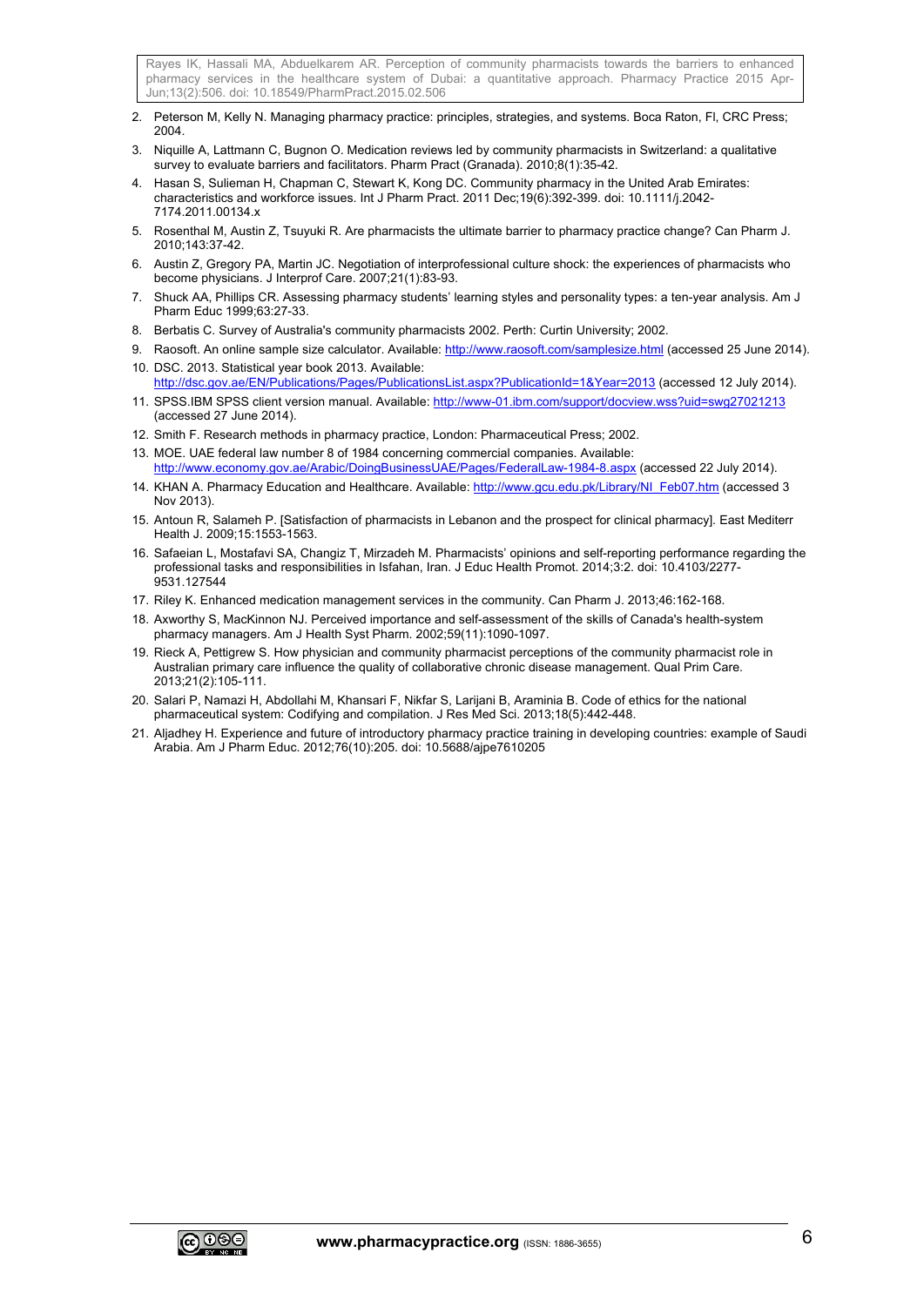2. Peterson M, Kelly N. Managing pharmacy practice: principles, strategies, and systems. Boca Raton, Fl, CRC Press; 2004.
3. Niquille A, Lattmann C, Bugnon O. Medication reviews led by community pharmacists in Switzerland: a qualitative survey to evaluate barriers and facilitators. Pharm Pract (Granada). 2010;8(1):35-42.
4. Hasan S, Sulieman H, Chapman C, Stewart K, Kong DC. Community pharmacy in the United Arab Emirates: characteristics and workforce issues. Int J Pharm Pract. 2011 Dec;19(6):392-399. doi: 10.1111/j.2042-7174.2011.00134.x
5. Rosenthal M, Austin Z, Tsuyuki R. Are pharmacists the ultimate barrier to pharmacy practice change? Can Pharm J. 2010;143:37-42.
6. Austin Z, Gregory PA, Martin JC. Negotiation of interprofessional culture shock: the experiences of pharmacists who become physicians. J Interprof Care. 2007;21(1):83-93.
7. Shuck AA, Phillips CR. Assessing pharmacy students' learning styles and personality types: a ten-year analysis. Am J Pharm Educ 1999;63:27-33.
8. Berbatis C. Survey of Australia's community pharmacists 2002. Perth: Curtin University; 2002.
9. Raosoft. An online sample size calculator. Available: http://www.raosoft.com/samplesize.html (accessed 25 June 2014).
10. DSC. 2013. Statistical year book 2013. Available: http://dsc.gov.ae/EN/Publications/Pages/PublicationsList.aspx?PublicationId=1&Year=2013 (accessed 12 July 2014).
11. SPSS.IBM SPSS client version manual. Available: http://www-01.ibm.com/support/docview.wss?uid=swg27021213 (accessed 27 June 2014).
12. Smith F. Research methods in pharmacy practice, London: Pharmaceutical Press; 2002.
13. MOE. UAE federal law number 8 of 1984 concerning commercial companies. Available: http://www.economy.gov.ae/Arabic/DoingBusinessUAE/Pages/FederalLaw-1984-8.aspx (accessed 22 July 2014).
14. KHAN A. Pharmacy Education and Healthcare. Available: http://www.gcu.edu.pk/Library/NI_Feb07.htm (accessed 3 Nov 2013).
15. Antoun R, Salameh P. [Satisfaction of pharmacists in Lebanon and the prospect for clinical pharmacy]. East Mediterr Health J. 2009;15:1553-1563.
16. Safaeian L, Mostafavi SA, Changiz T, Mirzadeh M. Pharmacists' opinions and self-reporting performance regarding the professional tasks and responsibilities in Isfahan, Iran. J Educ Health Promot. 2014;3:2. doi: 10.4103/2277-9531.127544
17. Riley K. Enhanced medication management services in the community. Can Pharm J. 2013;46:162-168.
18. Axworthy S, MacKinnon NJ. Perceived importance and self-assessment of the skills of Canada's health-system pharmacy managers. Am J Health Syst Pharm. 2002;59(11):1090-1097.
19. Rieck A, Pettigrew S. How physician and community pharmacist perceptions of the community pharmacist role in Australian primary care influence the quality of collaborative chronic disease management. Qual Prim Care. 2013;21(2):105-111.
20. Salari P, Namazi H, Abdollahi M, Khansari F, Nikfar S, Larijani B, Araminia B. Code of ethics for the national pharmaceutical system: Codifying and compilation. J Res Med Sci. 2013;18(5):442-448.
21. Aljadhey H. Experience and future of introductory pharmacy practice training in developing countries: example of Saudi Arabia. Am J Pharm Educ. 2012;76(10):205. doi: 10.5688/ajpe7610205